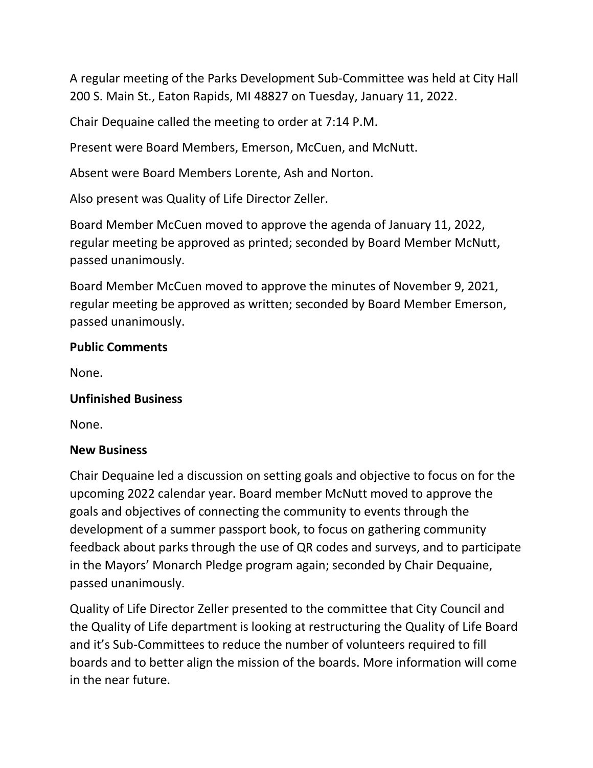A regular meeting of the Parks Development Sub-Committee was held at City Hall 200 S. Main St., Eaton Rapids, MI 48827 on Tuesday, January 11, 2022.

Chair Dequaine called the meeting to order at 7:14 P.M.

Present were Board Members, Emerson, McCuen, and McNutt.

Absent were Board Members Lorente, Ash and Norton.

Also present was Quality of Life Director Zeller.

Board Member McCuen moved to approve the agenda of January 11, 2022, regular meeting be approved as printed; seconded by Board Member McNutt, passed unanimously.

Board Member McCuen moved to approve the minutes of November 9, 2021, regular meeting be approved as written; seconded by Board Member Emerson, passed unanimously.

**Public Comments**

None.

**Unfinished Business**

None.

**New Business**

Chair Dequaine led a discussion on setting goals and objective to focus on for the upcoming 2022 calendar year. Board member McNutt moved to approve the goals and objectives of connecting the community to events through the development of a summer passport book, to focus on gathering community feedback about parks through the use of QR codes and surveys, and to participate in the Mayors' Monarch Pledge program again; seconded by Chair Dequaine, passed unanimously.

Quality of Life Director Zeller presented to the committee that City Council and the Quality of Life department is looking at restructuring the Quality of Life Board and it's Sub-Committees to reduce the number of volunteers required to fill boards and to better align the mission of the boards. More information will come in the near future.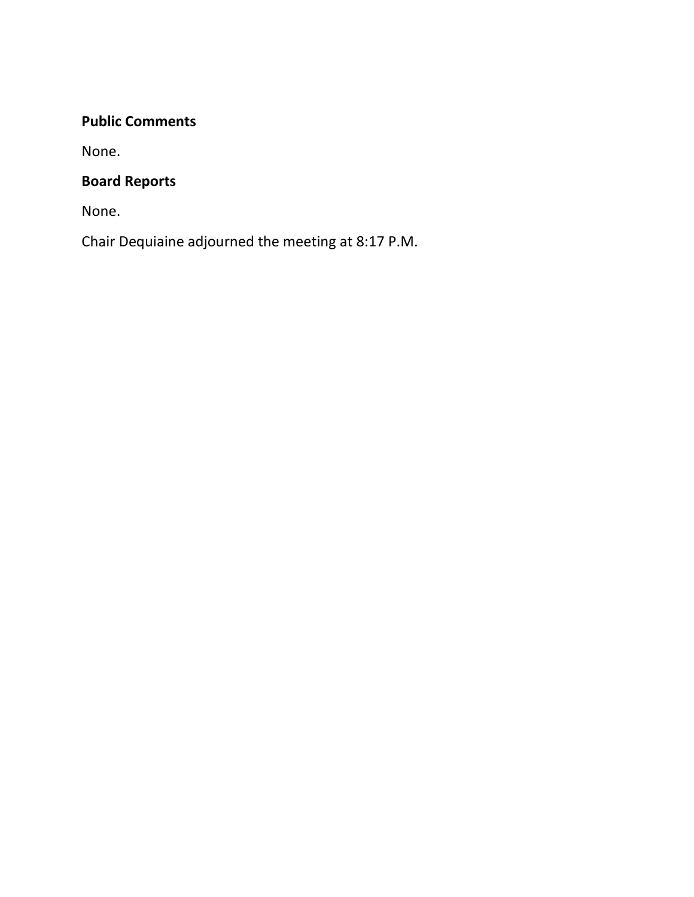**Public Comments**

None.

**Board Reports**

None.

Chair Dequiaine adjourned the meeting at 8:17 P.M.